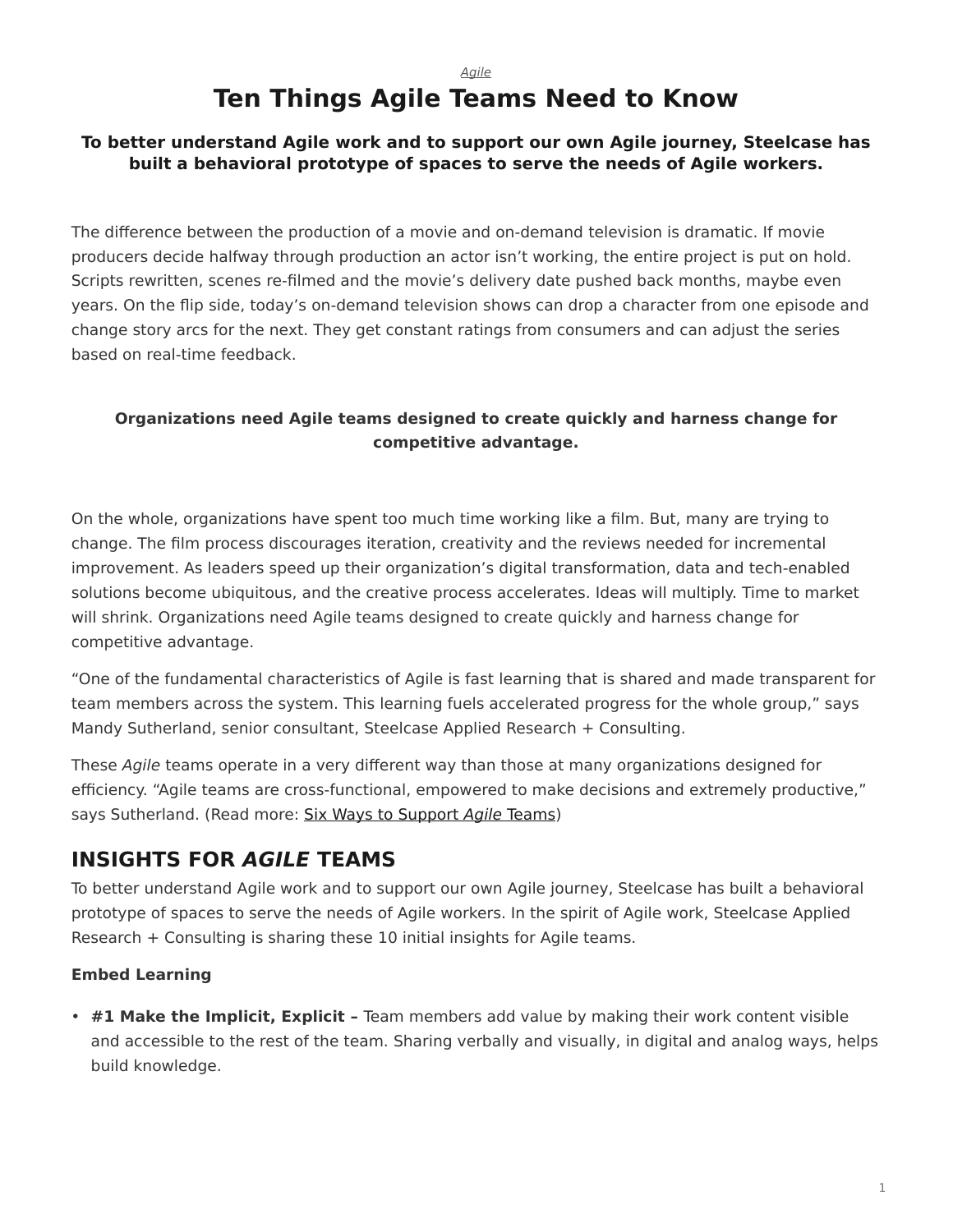*Agile*

# Ten Things Agile Teams Need to Know

**To better understand Agile work and to support our own Agile journey, Steelcase has built a behavioral prototype of spaces to serve the needs of Agile workers.**

The difference between the production of a movie and on-demand television is dramatic. If movie producers decide halfway through production an actor isn't working, the entire project is put on hold. Scripts rewritten, scenes re-filmed and the movie's delivery date pushed back months, maybe even years. On the flip side, today's on-demand television shows can drop a character from one episode and change story arcs for the next. They get constant ratings from consumers and can adjust the series based on real-time feedback.

**Organizations need Agile teams designed to create quickly and harness change for competitive advantage.**

On the whole, organizations have spent too much time working like a film. But, many are trying to change. The film process discourages iteration, creativity and the reviews needed for incremental improvement. As leaders speed up their organization's digital transformation, data and tech-enabled solutions become ubiquitous, and the creative process accelerates. Ideas will multiply. Time to market will shrink. Organizations need Agile teams designed to create quickly and harness change for competitive advantage.

"One of the fundamental characteristics of Agile is fast learning that is shared and made transparent for team members across the system. This learning fuels accelerated progress for the whole group," says Mandy Sutherland, senior consultant, Steelcase Applied Research + Consulting.

These *Agile* teams operate in a very different way than those at many organizations designed for efficiency. "Agile teams are cross-functional, empowered to make decisions and extremely productive," says Sutherland. (Read more: Six Ways to Support *Agile* Teams)

## INSIGHTS FOR *AGILE* TEAMS

To better understand Agile work and to support our own Agile journey, Steelcase has built a behavioral prototype of spaces to serve the needs of Agile workers. In the spirit of Agile work, Steelcase Applied Research + Consulting is sharing these 10 initial insights for Agile teams.

**Embed Learning**

- **#1 Make the Implicit, Explicit –** Team members add value by making their work content visible and accessible to the rest of the team. Sharing verbally and visually, in digital and analog ways, helps build knowledge.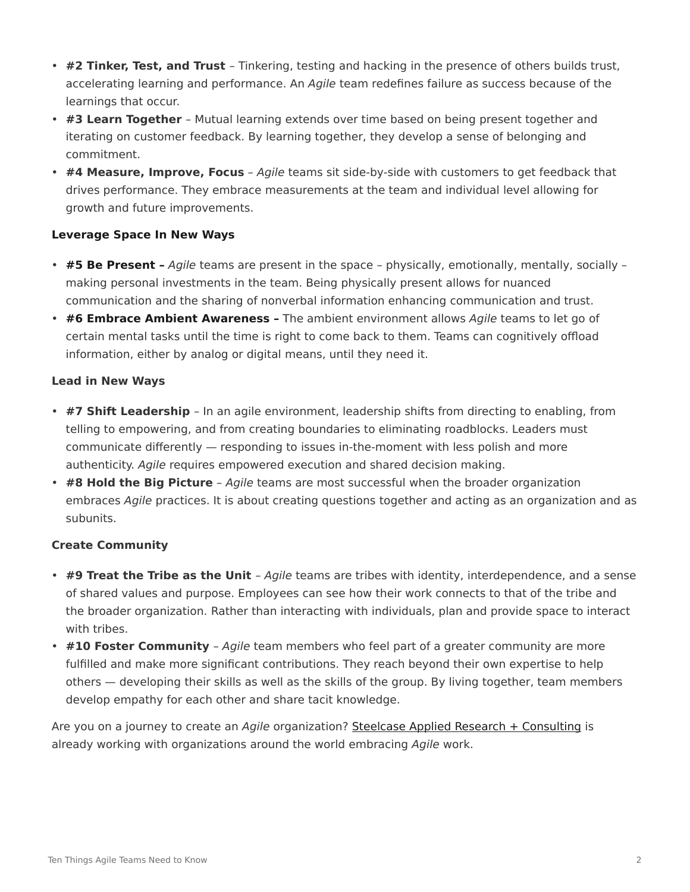- **#2 Tinker, Test, and Trust** – Tinkering, testing and hacking in the presence of others builds trust, accelerating learning and performance. An *Agile* team redefines failure as success because of the learnings that occur.
- **#3 Learn Together** – Mutual learning extends over time based on being present together and iterating on customer feedback. By learning together, they develop a sense of belonging and commitment.
- **#4 Measure, Improve, Focus** – *Agile* teams sit side-by-side with customers to get feedback that drives performance. They embrace measurements at the team and individual level allowing for growth and future improvements.

**Leverage Space In New Ways**

- **#5 Be Present –** *Agile* teams are present in the space – physically, emotionally, mentally, socially – making personal investments in the team. Being physically present allows for nuanced communication and the sharing of nonverbal information enhancing communication and trust.
- **#6 Embrace Ambient Awareness –** The ambient environment allows *Agile* teams to let go of certain mental tasks until the time is right to come back to them. Teams can cognitively offload information, either by analog or digital means, until they need it.

**Lead in New Ways**

- **#7 Shift Leadership** – In an agile environment, leadership shifts from directing to enabling, from telling to empowering, and from creating boundaries to eliminating roadblocks. Leaders must communicate differently — responding to issues in-the-moment with less polish and more authenticity. *Agile* requires empowered execution and shared decision making.
- **#8 Hold the Big Picture** – *Agile* teams are most successful when the broader organization embraces *Agile* practices. It is about creating questions together and acting as an organization and as subunits.

**Create Community**

- **#9 Treat the Tribe as the Unit** – *Agile* teams are tribes with identity, interdependence, and a sense of shared values and purpose. Employees can see how their work connects to that of the tribe and the broader organization. Rather than interacting with individuals, plan and provide space to interact with tribes.
- **#10 Foster Community** – *Agile* team members who feel part of a greater community are more fulfilled and make more significant contributions. They reach beyond their own expertise to help others — developing their skills as well as the skills of the group. By living together, team members develop empathy for each other and share tacit knowledge.

Are you on a journey to create an *Agile* organization? Steelcase Applied Research + Consulting is already working with organizations around the world embracing *Agile* work.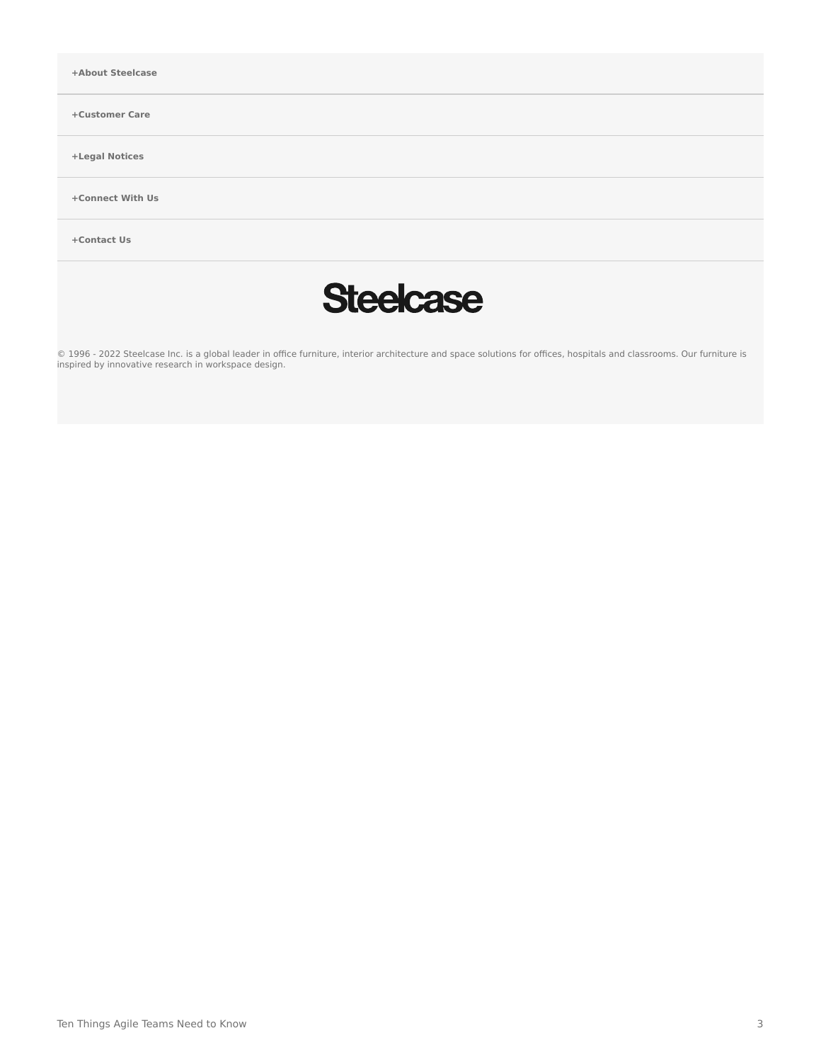**+About Steelcase**

**+Customer Care**

**+Legal Notices**

**+Connect With Us**

**+Contact Us**

Steelcase

© 1996 - 2022 Steelcase Inc. is a global leader in office furniture, interior architecture and space solutions for offices, hospitals and classrooms. Our furniture is inspired by innovative research in workspace design.